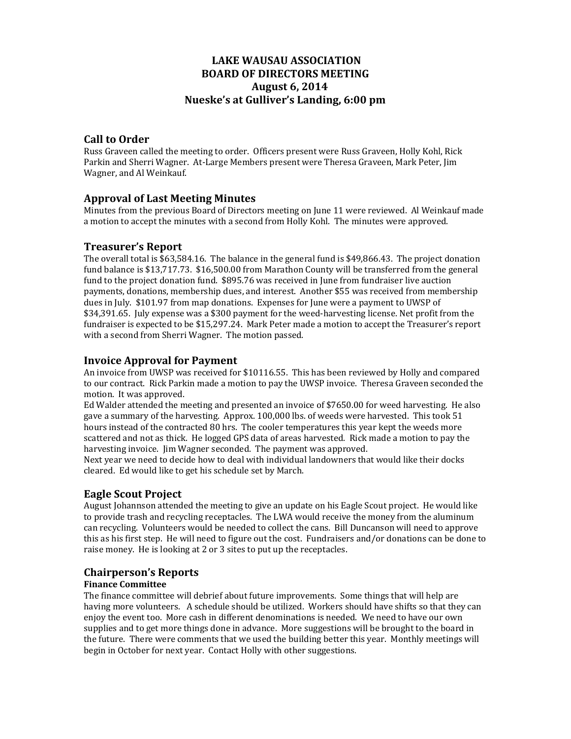# LAKE WAUSAU ASSOCIATION
# BOARD OF DIRECTORS MEETING
# August 6, 2014
# Nueske's at Gulliver's Landing, 6:00 pm

## Call to Order

Russ Graveen called the meeting to order. Officers present were Russ Graveen, Holly Kohl, Rick Parkin and Sherri Wagner. At-Large Members present were Theresa Graveen, Mark Peter, Jim Wagner, and Al Weinkauf.

## Approval of Last Meeting Minutes

Minutes from the previous Board of Directors meeting on June 11 were reviewed. Al Weinkauf made a motion to accept the minutes with a second from Holly Kohl. The minutes were approved.

## Treasurer's Report

The overall total is $63,584.16. The balance in the general fund is $49,866.43. The project donation fund balance is $13,717.73. $16,500.00 from Marathon County will be transferred from the general fund to the project donation fund. $895.76 was received in June from fundraiser live auction payments, donations, membership dues, and interest. Another $55 was received from membership dues in July. $101.97 from map donations. Expenses for June were a payment to UWSP of $34,391.65. July expense was a $300 payment for the weed-harvesting license. Net profit from the fundraiser is expected to be $15,297.24. Mark Peter made a motion to accept the Treasurer's report with a second from Sherri Wagner. The motion passed.

## Invoice Approval for Payment

An invoice from UWSP was received for $10116.55. This has been reviewed by Holly and compared to our contract. Rick Parkin made a motion to pay the UWSP invoice. Theresa Graveen seconded the motion. It was approved.

Ed Walder attended the meeting and presented an invoice of $7650.00 for weed harvesting. He also gave a summary of the harvesting. Approx. 100,000 lbs. of weeds were harvested. This took 51 hours instead of the contracted 80 hrs. The cooler temperatures this year kept the weeds more scattered and not as thick. He logged GPS data of areas harvested. Rick made a motion to pay the harvesting invoice. Jim Wagner seconded. The payment was approved.

Next year we need to decide how to deal with individual landowners that would like their docks cleared. Ed would like to get his schedule set by March.

## Eagle Scout Project

August Johannson attended the meeting to give an update on his Eagle Scout project. He would like to provide trash and recycling receptacles. The LWA would receive the money from the aluminum can recycling. Volunteers would be needed to collect the cans. Bill Duncanson will need to approve this as his first step. He will need to figure out the cost. Fundraisers and/or donations can be done to raise money. He is looking at 2 or 3 sites to put up the receptacles.

## Chairperson's Reports

**Finance Committee**

The finance committee will debrief about future improvements. Some things that will help are having more volunteers. A schedule should be utilized. Workers should have shifts so that they can enjoy the event too. More cash in different denominations is needed. We need to have our own supplies and to get more things done in advance. More suggestions will be brought to the board in the future. There were comments that we used the building better this year. Monthly meetings will begin in October for next year. Contact Holly with other suggestions.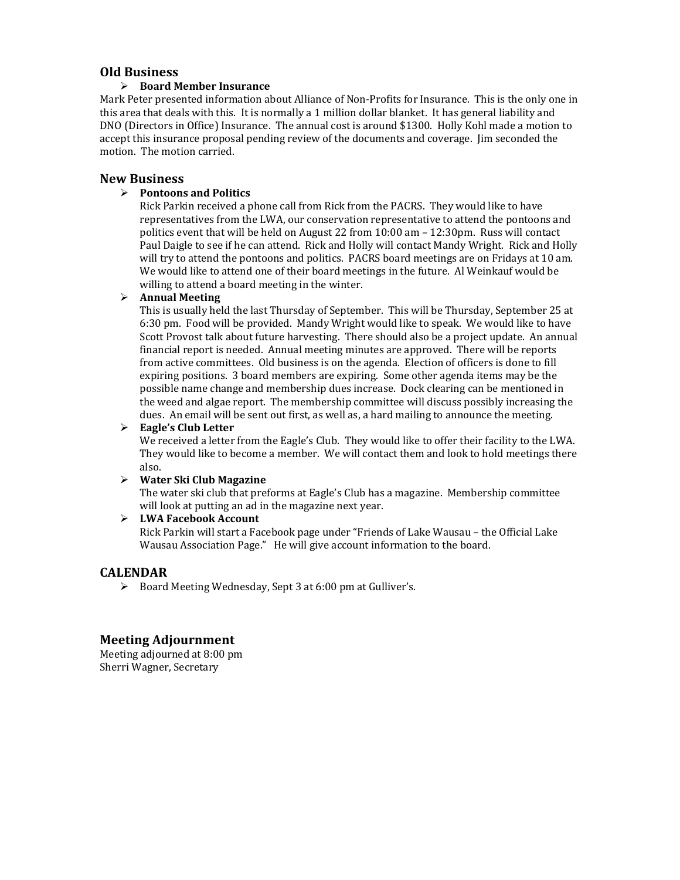## Old Business

- **Board Member Insurance**

Mark Peter presented information about Alliance of Non-Profits for Insurance. This is the only one in this area that deals with this. It is normally a 1 million dollar blanket. It has general liability and DNO (Directors in Office) Insurance. The annual cost is around $1300. Holly Kohl made a motion to accept this insurance proposal pending review of the documents and coverage. Jim seconded the motion. The motion carried.

## New Business

- **Pontoons and Politics**

  Rick Parkin received a phone call from Rick from the PACRS. They would like to have representatives from the LWA, our conservation representative to attend the pontoons and politics event that will be held on August 22 from 10:00 am – 12:30pm. Russ will contact Paul Daigle to see if he can attend. Rick and Holly will contact Mandy Wright. Rick and Holly will try to attend the pontoons and politics. PACRS board meetings are on Fridays at 10 am. We would like to attend one of their board meetings in the future. Al Weinkauf would be willing to attend a board meeting in the winter.

- **Annual Meeting**

  This is usually held the last Thursday of September. This will be Thursday, September 25 at 6:30 pm. Food will be provided. Mandy Wright would like to speak. We would like to have Scott Provost talk about future harvesting. There should also be a project update. An annual financial report is needed. Annual meeting minutes are approved. There will be reports from active committees. Old business is on the agenda. Election of officers is done to fill expiring positions. 3 board members are expiring. Some other agenda items may be the possible name change and membership dues increase. Dock clearing can be mentioned in the weed and algae report. The membership committee will discuss possibly increasing the dues. An email will be sent out first, as well as, a hard mailing to announce the meeting.

- **Eagle's Club Letter**

  We received a letter from the Eagle's Club. They would like to offer their facility to the LWA. They would like to become a member. We will contact them and look to hold meetings there also.

- **Water Ski Club Magazine**

  The water ski club that preforms at Eagle's Club has a magazine. Membership committee will look at putting an ad in the magazine next year.

- **LWA Facebook Account**

  Rick Parkin will start a Facebook page under "Friends of Lake Wausau – the Official Lake Wausau Association Page." He will give account information to the board.

## CALENDAR

- Board Meeting Wednesday, Sept 3 at 6:00 pm at Gulliver's.

## Meeting Adjournment

Meeting adjourned at 8:00 pm
Sherri Wagner, Secretary